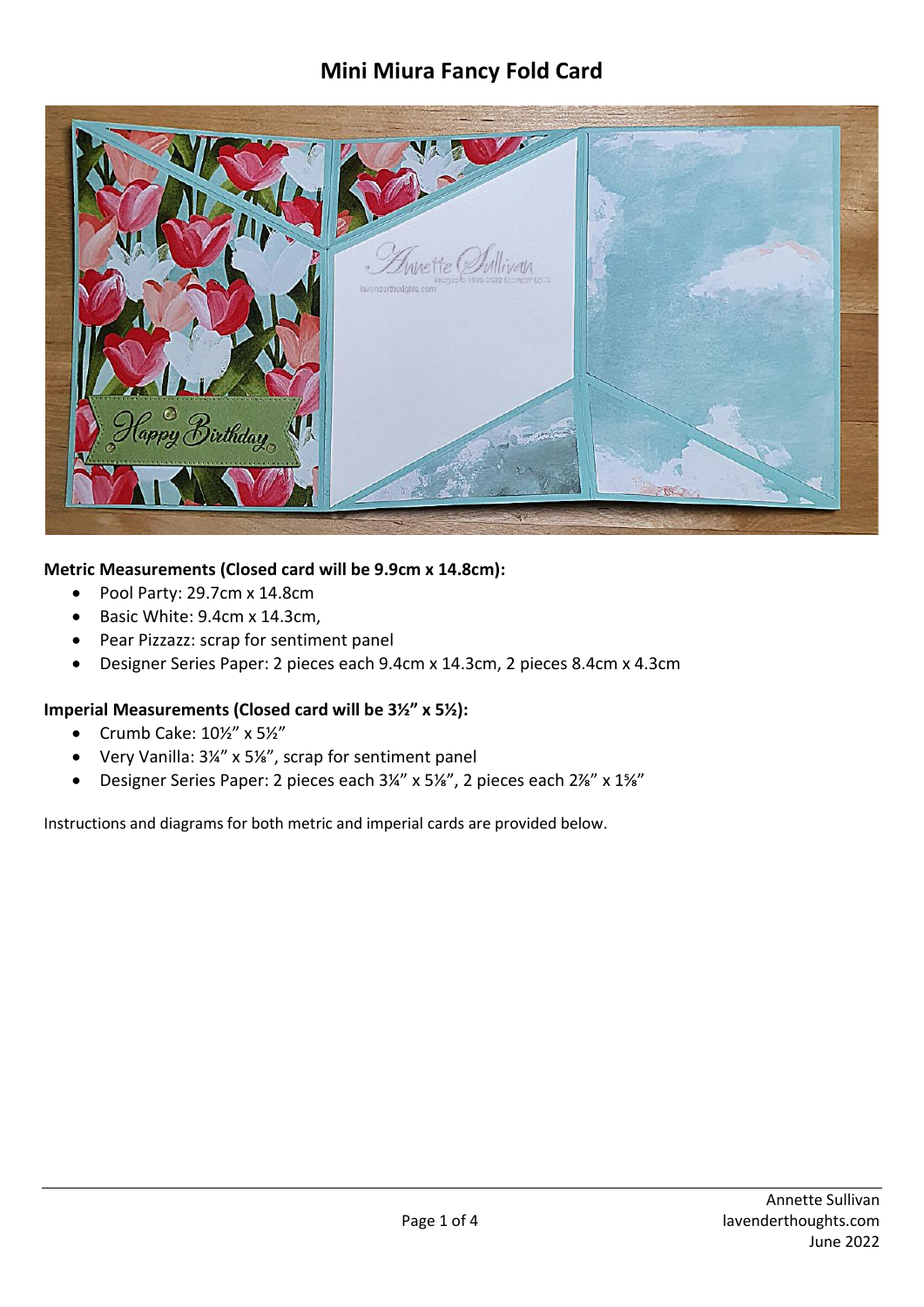# Mini Miura Fancy Fold Card

**Metric Measurements (Closed card will be 9.9cm x 14.8cm):**

- Pool Party: 29.7cm x 14.8cm
- Basic White: 9.4cm x 14.3cm,
- Pear Pizzazz: scrap for sentiment panel
- Designer Series Paper: 2 pieces each 9.4cm x 14.3cm, 2 pieces 8.4cm x 4.3cm

**Imperial Measurements (Closed card will be 3½" x 5½):**

- Crumb Cake: 10½" x 5½"
- Very Vanilla: 3¼" x 5⅛", scrap for sentiment panel
- Designer Series Paper: 2 pieces each 3¼" x 5⅛", 2 pieces each 2⅞" x 1⅝"

Instructions and diagrams for both metric and imperial cards are provided below.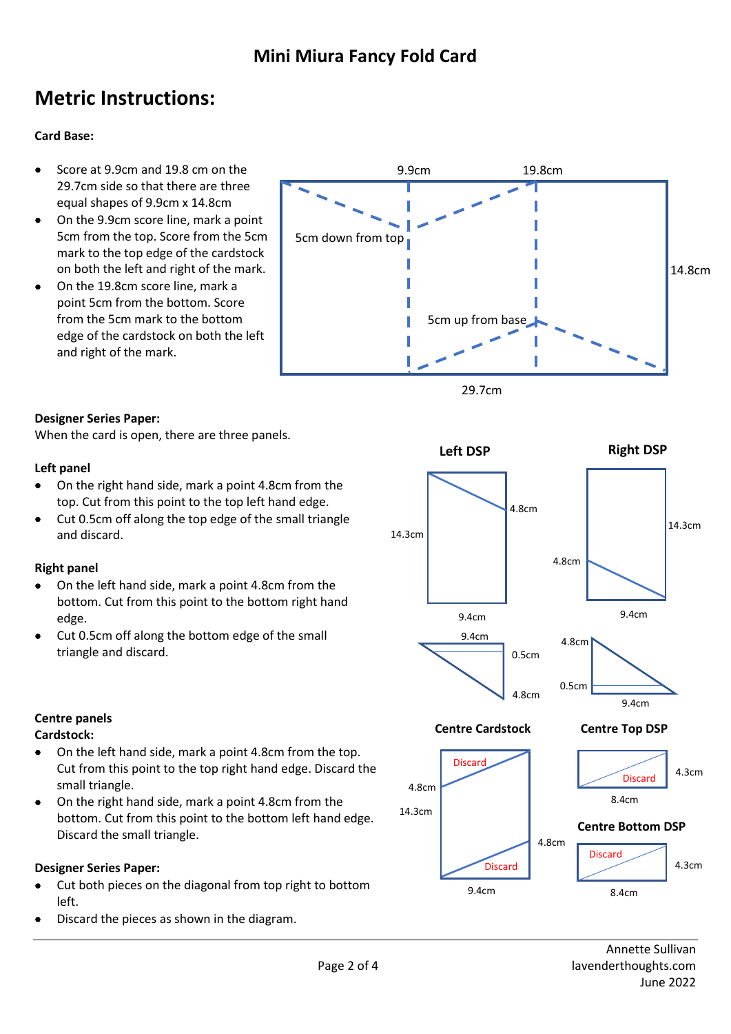## Mini Miura Fancy Fold Card

# Metric Instructions:

**Card Base:**

- Score at 9.9cm and 19.8 cm on the 29.7cm side so that there are three equal shapes of 9.9cm x 14.8cm
- On the 9.9cm score line, mark a point 5cm from the top. Score from the 5cm mark to the top edge of the cardstock on both the left and right of the mark.
- On the 19.8cm score line, mark a point 5cm from the bottom. Score from the 5cm mark to the bottom edge of the cardstock on both the left and right of the mark.

9.9cm 19.8cm

5cm down from top

5cm up from base

14.8cm

29.7cm

**Designer Series Paper:**

When the card is open, there are three panels.

**Left panel**

- On the right hand side, mark a point 4.8cm from the top. Cut from this point to the top left hand edge.
- Cut 0.5cm off along the top edge of the small triangle and discard.

**Right panel**

- On the left hand side, mark a point 4.8cm from the bottom. Cut from this point to the bottom right hand edge.
- Cut 0.5cm off along the bottom edge of the small triangle and discard.

**Left DSP**

4.8cm 14.3cm 9.4cm

9.4cm 0.5cm 4.8cm

**Right DSP**

14.3cm 4.8cm 9.4cm

4.8cm 0.5cm 9.4cm

**Centre panels**

**Cardstock:**

- On the left hand side, mark a point 4.8cm from the top. Cut from this point to the top right hand edge. Discard the small triangle.
- On the right hand side, mark a point 4.8cm from the bottom. Cut from this point to the bottom left hand edge. Discard the small triangle.

**Designer Series Paper:**

- Cut both pieces on the diagonal from top right to bottom left.
- Discard the pieces as shown in the diagram.

**Centre Cardstock**

Discard 4.8cm 14.3cm 4.8cm Discard 9.4cm

**Centre Top DSP**

Discard 4.3cm 8.4cm

**Centre Bottom DSP**

Discard 4.3cm 8.4cm

Annette Sullivan
lavenderthoughts.com
June 2022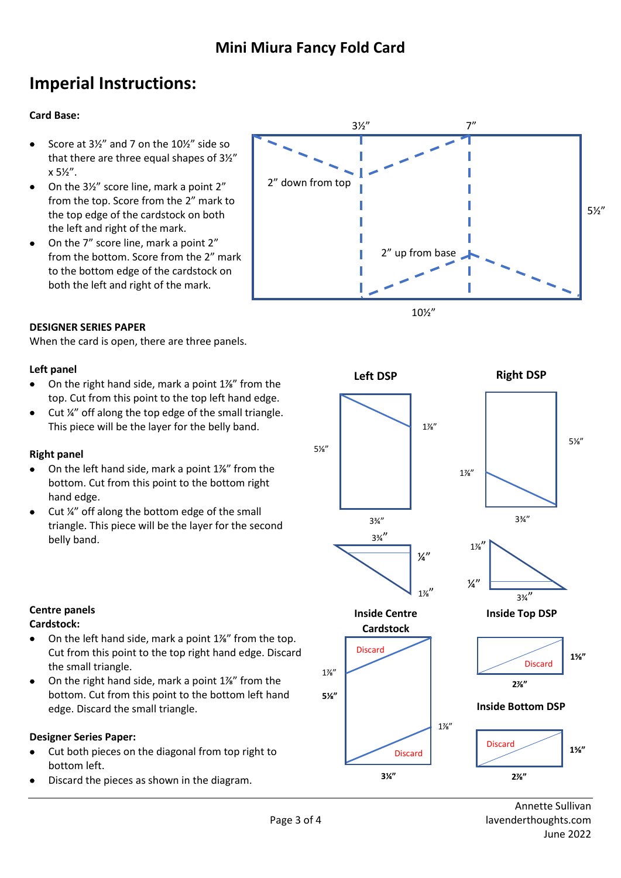# Mini Miura Fancy Fold Card

## Imperial Instructions:

**Card Base:**

- Score at 3½" and 7 on the 10½" side so that there are three equal shapes of 3½" x 5½".
- On the 3½" score line, mark a point 2" from the top. Score from the 2" mark to the top edge of the cardstock on both the left and right of the mark.
- On the 7" score line, mark a point 2" from the bottom. Score from the 2" mark to the bottom edge of the cardstock on both the left and right of the mark.

3½" 7" 2" down from top 5½" 2" up from base 10½"

**DESIGNER SERIES PAPER**

When the card is open, there are three panels.

**Left panel**

- On the right hand side, mark a point 1⅞" from the top. Cut from this point to the top left hand edge.
- Cut ¼" off along the top edge of the small triangle. This piece will be the layer for the belly band.

**Right panel**

- On the left hand side, mark a point 1⅞" from the bottom. Cut from this point to the bottom right hand edge.
- Cut ¼" off along the bottom edge of the small triangle. This piece will be the layer for the second belly band.

**Left DSP** 5⅛" 1⅞" 3¾" 3¾" ¼" 1⅞"

**Right DSP** 5⅛" 1⅞" 3¾" 1⅞" ¼" 3¾"

**Centre panels**

**Cardstock:**

- On the left hand side, mark a point 1⅞" from the top. Cut from this point to the top right hand edge. Discard the small triangle.
- On the right hand side, mark a point 1⅞" from the bottom. Cut from this point to the bottom left hand edge. Discard the small triangle.

**Designer Series Paper:**

- Cut both pieces on the diagonal from top right to bottom left.
- Discard the pieces as shown in the diagram.

**Inside Centre Cardstock** Discard 1⅞" 5⅛" 1⅞" Discard 3¼"

**Inside Top DSP** Discard 1⅝" 2⅞"

**Inside Bottom DSP** Discard 1⅝" 2⅞"

Annette Sullivan
lavenderthoughts.com
June 2022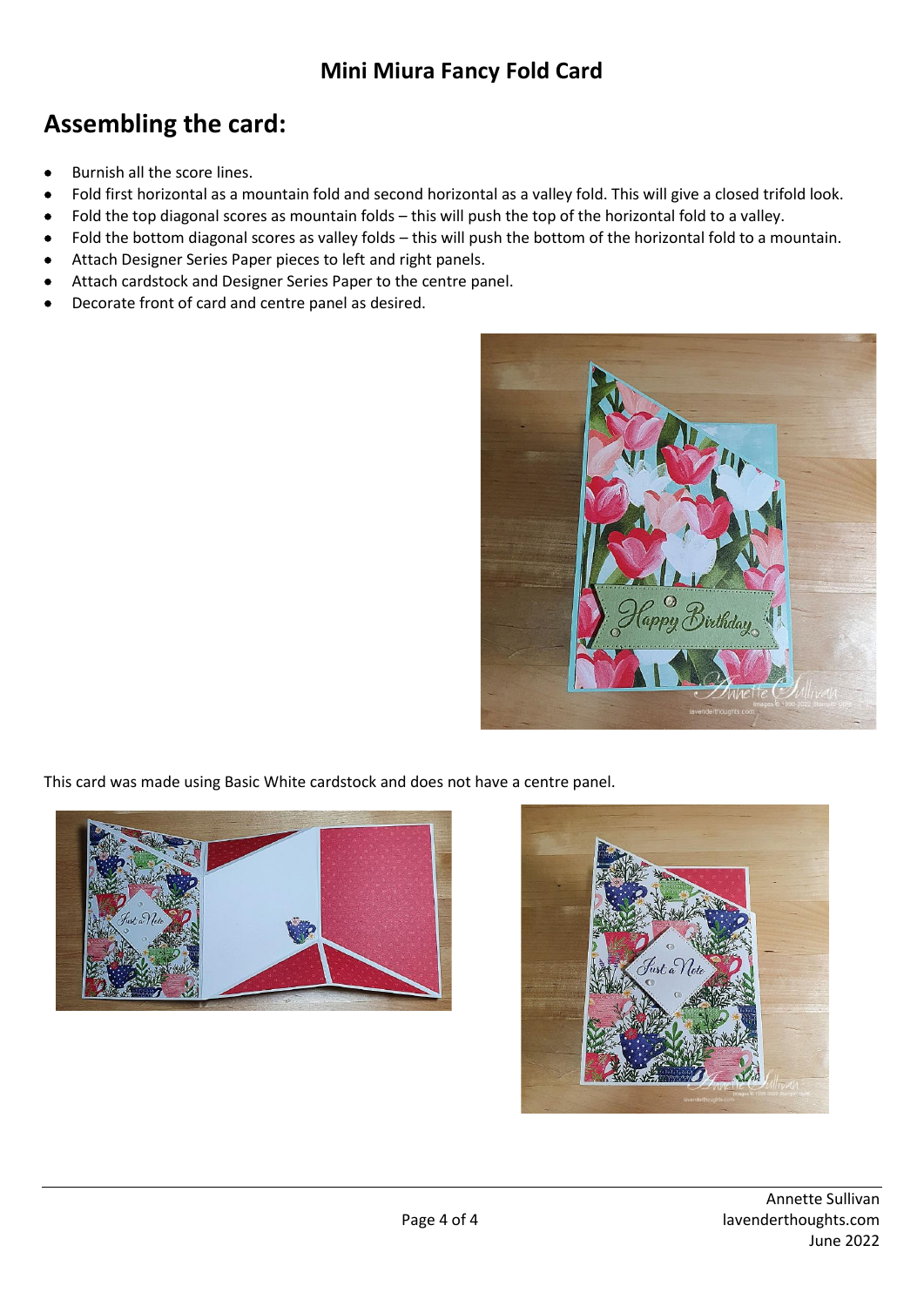# Mini Miura Fancy Fold Card

## Assembling the card:

- Burnish all the score lines.
- Fold first horizontal as a mountain fold and second horizontal as a valley fold. This will give a closed trifold look.
- Fold the top diagonal scores as mountain folds – this will push the top of the horizontal fold to a valley.
- Fold the bottom diagonal scores as valley folds – this will push the bottom of the horizontal fold to a mountain.
- Attach Designer Series Paper pieces to left and right panels.
- Attach cardstock and Designer Series Paper to the centre panel.
- Decorate front of card and centre panel as desired.

This card was made using Basic White cardstock and does not have a centre panel.

Annette Sullivan
lavenderthoughts.com
June 2022